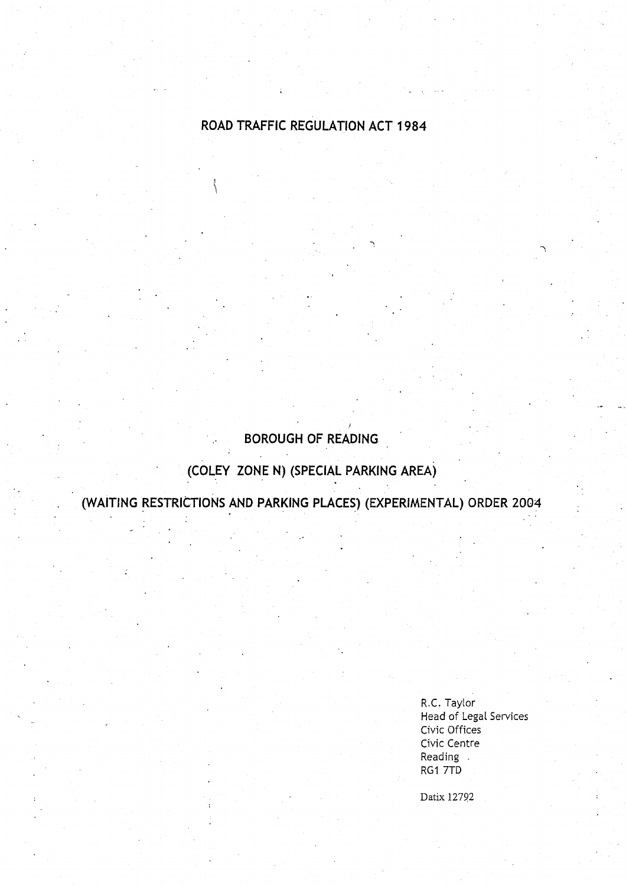# ROAD TRAFFIC REGULATION ACT 1984

# BOROUGH OF READING

## (COLEY ZONE N) (SPECIAL PARKING AREA)

## (WAITING RESTRICTIONS AND PARKING PLACES) (EXPERIMENTAL) ORDER 2004

R.C. Taylor
Head of Legal Services
Civic Offices
Civic Centre
Reading
RG1 7TD

Datix 12792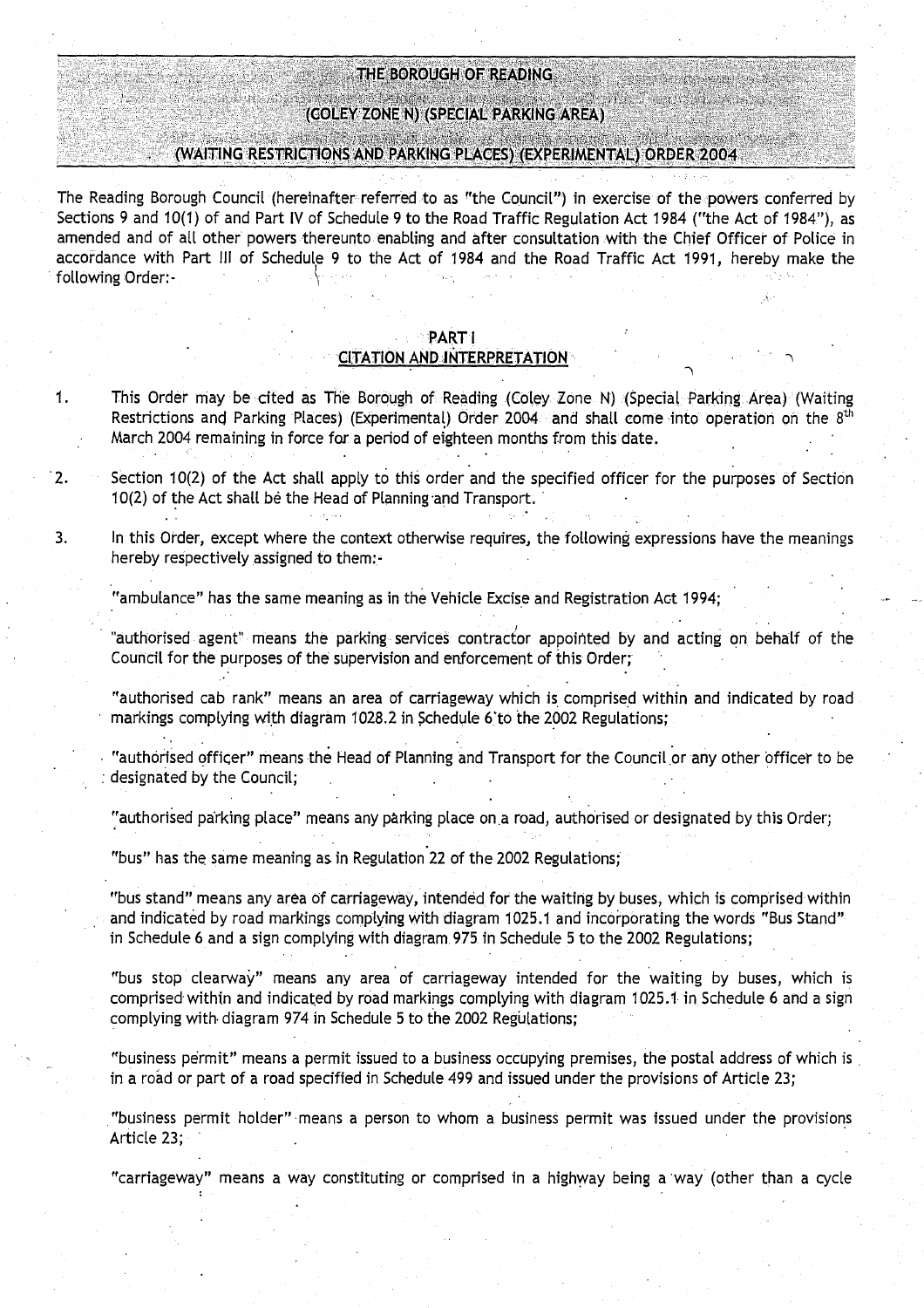# THE BOROUGH OF READING

## (COLEY ZONE N) (SPECIAL PARKING AREA)

## (WAITING RESTRICTIONS AND PARKING PLACES) (EXPERIMENTAL) ORDER 2004

The Reading Borough Council (hereinafter referred to as "the Council") in exercise of the powers conferred by Sections 9 and 10(1) of and Part IV of Schedule 9 to the Road Traffic Regulation Act 1984 ("the Act of 1984"), as amended and of all other powers thereunto enabling and after consultation with the Chief Officer of Police in accordance with Part III of Schedule 9 to the Act of 1984 and the Road Traffic Act 1991, hereby make the following Order:-

### PART I
### CITATION AND INTERPRETATION

1. This Order may be cited as The Borough of Reading (Coley Zone N) (Special Parking Area) (Waiting Restrictions and Parking Places) (Experimental) Order 2004 and shall come into operation on the 8th March 2004 remaining in force for a period of eighteen months from this date.

2. Section 10(2) of the Act shall apply to this order and the specified officer for the purposes of Section 10(2) of the Act shall be the Head of Planning and Transport.

3. In this Order, except where the context otherwise requires, the following expressions have the meanings hereby respectively assigned to them:-

   "ambulance" has the same meaning as in the Vehicle Excise and Registration Act 1994;

   "authorised agent" means the parking services contractor appointed by and acting on behalf of the Council for the purposes of the supervision and enforcement of this Order;

   "authorised cab rank" means an area of carriageway which is comprised within and indicated by road markings complying with diagram 1028.2 in Schedule 6 to the 2002 Regulations;

   "authorised officer" means the Head of Planning and Transport for the Council or any other officer to be designated by the Council;

   "authorised parking place" means any parking place on a road, authorised or designated by this Order;

   "bus" has the same meaning as in Regulation 22 of the 2002 Regulations;

   "bus stand" means any area of carriageway, intended for the waiting by buses, which is comprised within and indicated by road markings complying with diagram 1025.1 and incorporating the words "Bus Stand" in Schedule 6 and a sign complying with diagram 975 in Schedule 5 to the 2002 Regulations;

   "bus stop clearway" means any area of carriageway intended for the waiting by buses, which is comprised within and indicated by road markings complying with diagram 1025.1 in Schedule 6 and a sign complying with diagram 974 in Schedule 5 to the 2002 Regulations;

   "business permit" means a permit issued to a business occupying premises, the postal address of which is in a road or part of a road specified in Schedule 499 and issued under the provisions of Article 23;

   "business permit holder" means a person to whom a business permit was issued under the provisions Article 23;

   "carriageway" means a way constituting or comprised in a highway being a way (other than a cycle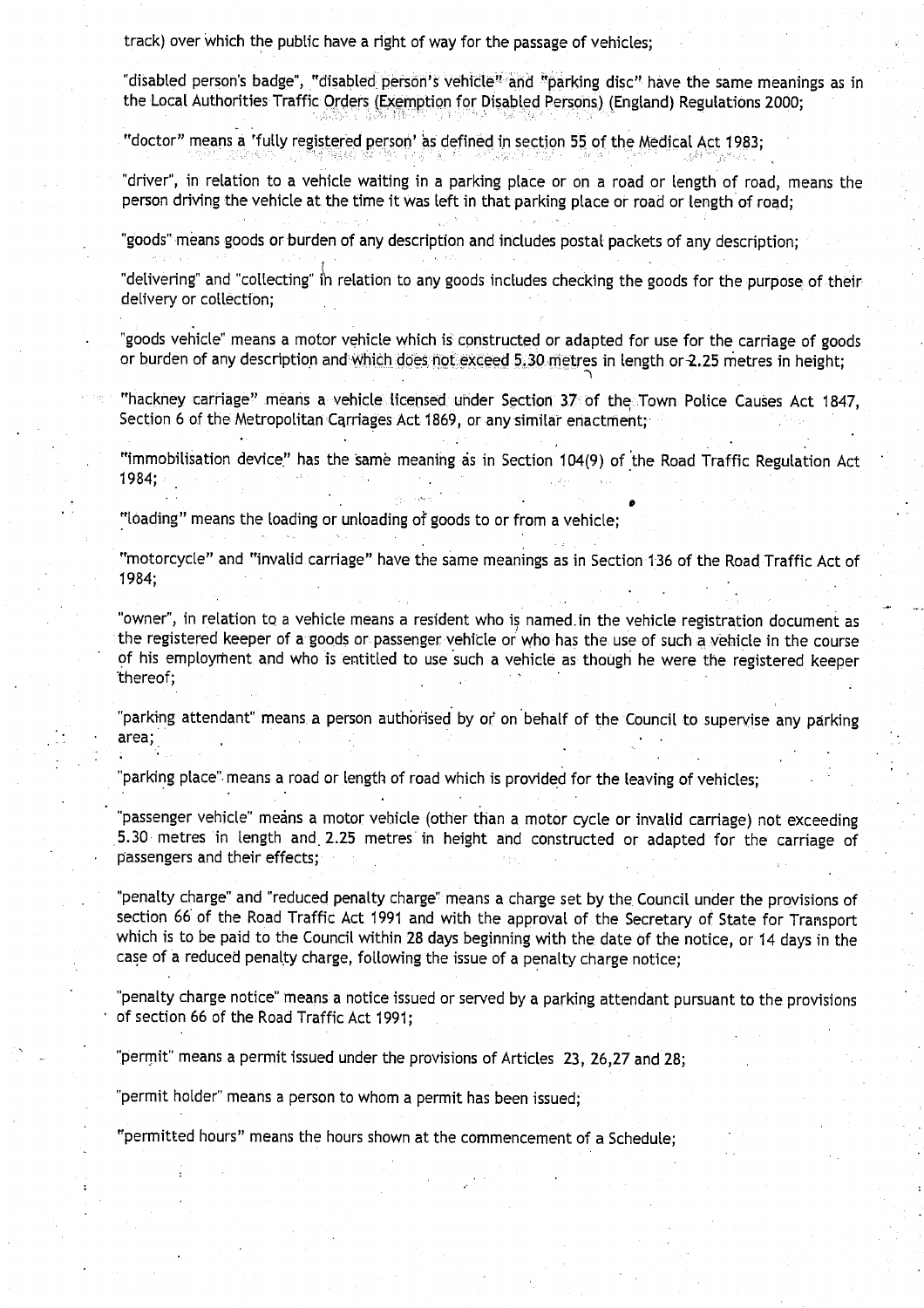track) over which the public have a right of way for the passage of vehicles;

"disabled person's badge", "disabled person's vehicle" and "parking disc" have the same meanings as in the Local Authorities Traffic Orders (Exemption for Disabled Persons) (England) Regulations 2000;

"doctor" means a 'fully registered person' as defined in section 55 of the Medical Act 1983;

"driver", in relation to a vehicle waiting in a parking place or on a road or length of road, means the person driving the vehicle at the time it was left in that parking place or road or length of road;

"goods" means goods or burden of any description and includes postal packets of any description;

"delivering" and "collecting" in relation to any goods includes checking the goods for the purpose of their delivery or collection;

"goods vehicle" means a motor vehicle which is constructed or adapted for use for the carriage of goods or burden of any description and which does not exceed 5.30 metres in length or 2.25 metres in height;

"hackney carriage" means a vehicle licensed under Section 37 of the Town Police Causes Act 1847, Section 6 of the Metropolitan Carriages Act 1869, or any similar enactment;

"immobilisation device" has the same meaning as in Section 104(9) of the Road Traffic Regulation Act 1984;

"loading" means the loading or unloading of goods to or from a vehicle;

"motorcycle" and "invalid carriage" have the same meanings as in Section 136 of the Road Traffic Act of 1984;

"owner", in relation to a vehicle means a resident who is named in the vehicle registration document as the registered keeper of a goods or passenger vehicle or who has the use of such a vehicle in the course of his employment and who is entitled to use such a vehicle as though he were the registered keeper thereof;

"parking attendant" means a person authorised by or on behalf of the Council to supervise any parking area;

"parking place" means a road or length of road which is provided for the leaving of vehicles;

"passenger vehicle" means a motor vehicle (other than a motor cycle or invalid carriage) not exceeding 5.30 metres in length and 2.25 metres in height and constructed or adapted for the carriage of passengers and their effects;

"penalty charge" and "reduced penalty charge" means a charge set by the Council under the provisions of section 66 of the Road Traffic Act 1991 and with the approval of the Secretary of State for Transport which is to be paid to the Council within 28 days beginning with the date of the notice, or 14 days in the case of a reduced penalty charge, following the issue of a penalty charge notice;

"penalty charge notice" means a notice issued or served by a parking attendant pursuant to the provisions of section 66 of the Road Traffic Act 1991;

"permit" means a permit issued under the provisions of Articles 23, 26,27 and 28;

"permit holder" means a person to whom a permit has been issued;

"permitted hours" means the hours shown at the commencement of a Schedule;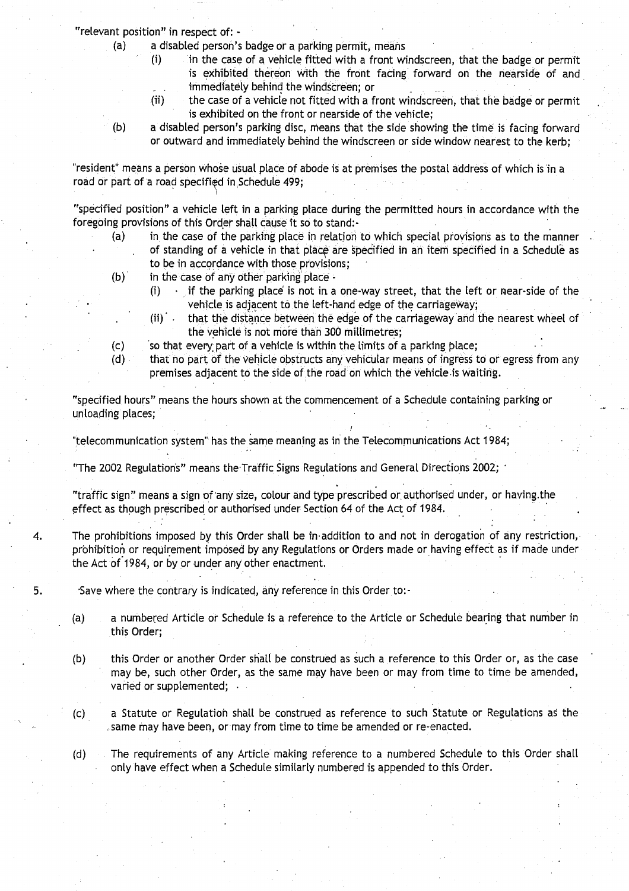"relevant position" in respect of: -

- (a) a disabled person's badge or a parking permit, means
  - (i) in the case of a vehicle fitted with a front windscreen, that the badge or permit is exhibited thereon with the front facing forward on the nearside of and immediately behind the windscreen; or
  - (ii) the case of a vehicle not fitted with a front windscreen, that the badge or permit is exhibited on the front or nearside of the vehicle;
- (b) a disabled person's parking disc, means that the side showing the time is facing forward or outward and immediately behind the windscreen or side window nearest to the kerb;

"resident" means a person whose usual place of abode is at premises the postal address of which is in a road or part of a road specified in Schedule 499;

"specified position" a vehicle left in a parking place during the permitted hours in accordance with the foregoing provisions of this Order shall cause it so to stand:-

- (a) in the case of the parking place in relation to which special provisions as to the manner of standing of a vehicle in that place are specified in an item specified in a Schedule as to be in accordance with those provisions;
- (b) in the case of any other parking place -
  - (i) if the parking place is not in a one-way street, that the left or near-side of the vehicle is adjacent to the left-hand edge of the carriageway;
  - (ii) that the distance between the edge of the carriageway and the nearest wheel of the vehicle is not more than 300 millimetres;
- (c) so that every part of a vehicle is within the limits of a parking place;
- (d) that no part of the vehicle obstructs any vehicular means of ingress to or egress from any premises adjacent to the side of the road on which the vehicle is waiting.

"specified hours" means the hours shown at the commencement of a Schedule containing parking or unloading places;

"telecommunication system" has the same meaning as in the Telecommunications Act 1984;

"The 2002 Regulations" means the Traffic Signs Regulations and General Directions 2002;

"traffic sign" means a sign of any size, colour and type prescribed or authorised under, or having the effect as though prescribed or authorised under Section 64 of the Act of 1984.

4. The prohibitions imposed by this Order shall be in addition to and not in derogation of any restriction, prohibition or requirement imposed by any Regulations or Orders made or having effect as if made under the Act of 1984, or by or under any other enactment.

5. Save where the contrary is indicated, any reference in this Order to:-

   - (a) a numbered Article or Schedule is a reference to the Article or Schedule bearing that number in this Order;

   - (b) this Order or another Order shall be construed as such a reference to this Order or, as the case may be, such other Order, as the same may have been or may from time to time be amended, varied or supplemented;

   - (c) a Statute or Regulation shall be construed as reference to such Statute or Regulations as the same may have been, or may from time to time be amended or re-enacted.

   - (d) The requirements of any Article making reference to a numbered Schedule to this Order shall only have effect when a Schedule similarly numbered is appended to this Order.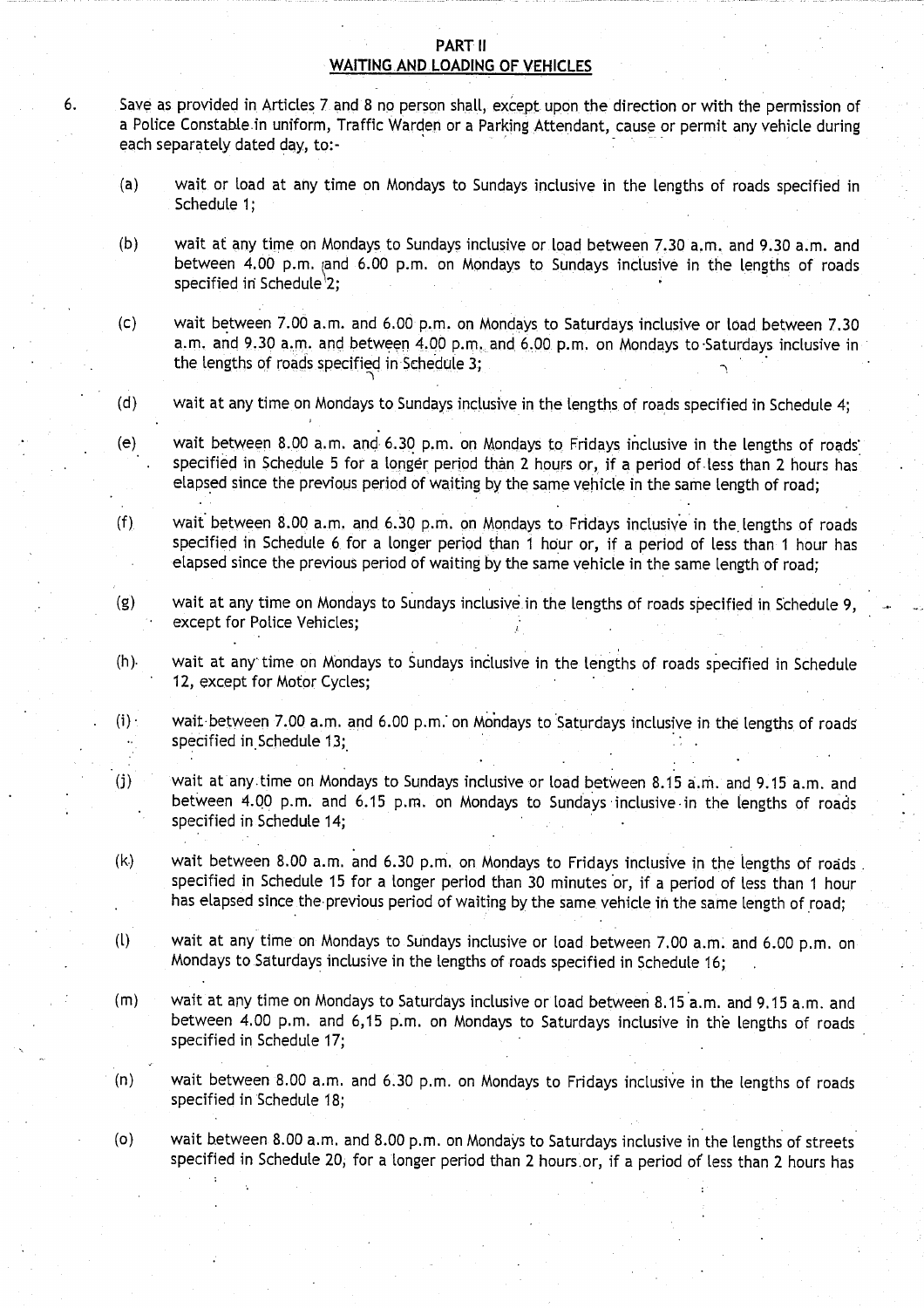## PART II

## WAITING AND LOADING OF VEHICLES

6. Save as provided in Articles 7 and 8 no person shall, except upon the direction or with the permission of a Police Constable in uniform, Traffic Warden or a Parking Attendant, cause or permit any vehicle during each separately dated day, to:-

   (a) wait or load at any time on Mondays to Sundays inclusive in the lengths of roads specified in Schedule 1;

   (b) wait at any time on Mondays to Sundays inclusive or load between 7.30 a.m. and 9.30 a.m. and between 4.00 p.m. and 6.00 p.m. on Mondays to Sundays inclusive in the lengths of roads specified in Schedule 2;

   (c) wait between 7.00 a.m. and 6.00 p.m. on Mondays to Saturdays inclusive or load between 7.30 a.m. and 9.30 a.m. and between 4.00 p.m. and 6.00 p.m. on Mondays to Saturdays inclusive in the lengths of roads specified in Schedule 3;

   (d) wait at any time on Mondays to Sundays inclusive in the lengths of roads specified in Schedule 4;

   (e) wait between 8.00 a.m. and 6.30 p.m. on Mondays to Fridays inclusive in the lengths of roads specified in Schedule 5 for a longer period than 2 hours or, if a period of less than 2 hours has elapsed since the previous period of waiting by the same vehicle in the same length of road;

   (f) wait between 8.00 a.m. and 6.30 p.m. on Mondays to Fridays inclusive in the lengths of roads specified in Schedule 6 for a longer period than 1 hour or, if a period of less than 1 hour has elapsed since the previous period of waiting by the same vehicle in the same length of road;

   (g) wait at any time on Mondays to Sundays inclusive in the lengths of roads specified in Schedule 9, except for Police Vehicles;

   (h) wait at any time on Mondays to Sundays inclusive in the lengths of roads specified in Schedule 12, except for Motor Cycles;

   (i) wait between 7.00 a.m. and 6.00 p.m. on Mondays to Saturdays inclusive in the lengths of roads specified in Schedule 13;

   (j) wait at any time on Mondays to Sundays inclusive or load between 8.15 a.m. and 9.15 a.m. and between 4.00 p.m. and 6.15 p.m. on Mondays to Sundays inclusive in the lengths of roads specified in Schedule 14;

   (k) wait between 8.00 a.m. and 6.30 p.m. on Mondays to Fridays inclusive in the lengths of roads specified in Schedule 15 for a longer period than 30 minutes or, if a period of less than 1 hour has elapsed since the previous period of waiting by the same vehicle in the same length of road;

   (l) wait at any time on Mondays to Sundays inclusive or load between 7.00 a.m. and 6.00 p.m. on Mondays to Saturdays inclusive in the lengths of roads specified in Schedule 16;

   (m) wait at any time on Mondays to Saturdays inclusive or load between 8.15 a.m. and 9.15 a.m. and between 4.00 p.m. and 6,15 p.m. on Mondays to Saturdays inclusive in the lengths of roads specified in Schedule 17;

   (n) wait between 8.00 a.m. and 6.30 p.m. on Mondays to Fridays inclusive in the lengths of roads specified in Schedule 18;

   (o) wait between 8.00 a.m. and 8.00 p.m. on Mondays to Saturdays inclusive in the lengths of streets specified in Schedule 20, for a longer period than 2 hours or, if a period of less than 2 hours has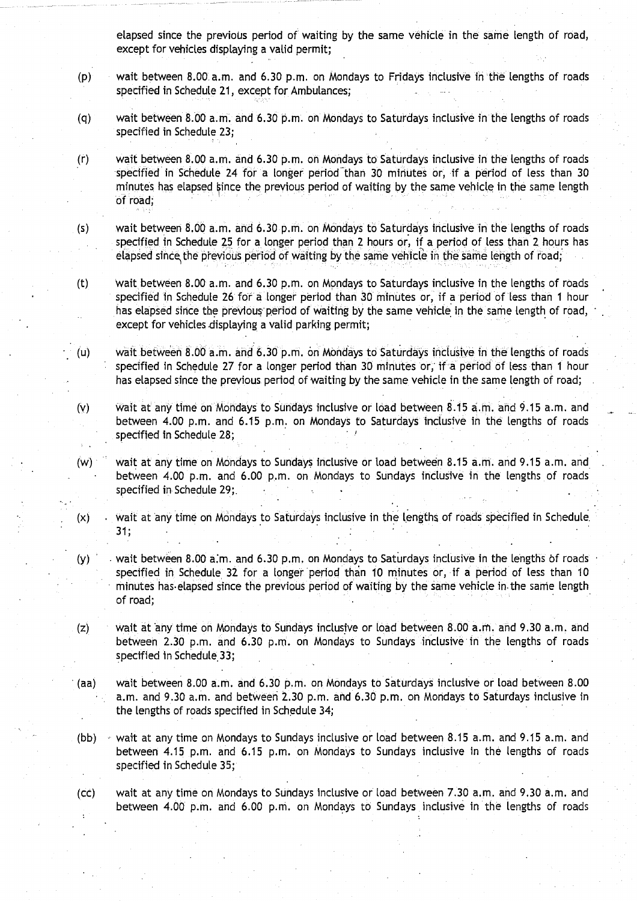elapsed since the previous period of waiting by the same vehicle in the same length of road, except for vehicles displaying a valid permit;

(p) wait between 8.00 a.m. and 6.30 p.m. on Mondays to Fridays inclusive in the lengths of roads specified in Schedule 21, except for Ambulances;

(q) wait between 8.00 a.m. and 6.30 p.m. on Mondays to Saturdays inclusive in the lengths of roads specified in Schedule 23;

(r) wait between 8.00 a.m. and 6.30 p.m. on Mondays to Saturdays inclusive in the lengths of roads specified in Schedule 24 for a longer period than 30 minutes or, if a period of less than 30 minutes has elapsed since the previous period of waiting by the same vehicle in the same length of road;

(s) wait between 8.00 a.m. and 6.30 p.m. on Mondays to Saturdays inclusive in the lengths of roads specified in Schedule 25 for a longer period than 2 hours or, if a period of less than 2 hours has elapsed since the previous period of waiting by the same vehicle in the same length of road;

(t) wait between 8.00 a.m. and 6.30 p.m. on Mondays to Saturdays inclusive in the lengths of roads specified in Schedule 26 for a longer period than 30 minutes or, if a period of less than 1 hour has elapsed since the previous period of waiting by the same vehicle in the same length of road, except for vehicles displaying a valid parking permit;

(u) wait between 8.00 a.m. and 6.30 p.m. on Mondays to Saturdays inclusive in the lengths of roads specified in Schedule 27 for a longer period than 30 minutes or, if a period of less than 1 hour has elapsed since the previous period of waiting by the same vehicle in the same length of road;

(v) wait at any time on Mondays to Sundays inclusive or load between 8.15 a.m. and 9.15 a.m. and between 4.00 p.m. and 6.15 p.m. on Mondays to Saturdays inclusive in the lengths of roads specified in Schedule 28;

(w) wait at any time on Mondays to Sundays inclusive or load between 8.15 a.m. and 9.15 a.m. and between 4.00 p.m. and 6.00 p.m. on Mondays to Sundays inclusive in the lengths of roads specified in Schedule 29;

(x) wait at any time on Mondays to Saturdays inclusive in the lengths of roads specified in Schedule 31;

(y) wait between 8.00 a.m. and 6.30 p.m. on Mondays to Saturdays inclusive in the lengths of roads specified in Schedule 32 for a longer period than 10 minutes or, if a period of less than 10 minutes has elapsed since the previous period of waiting by the same vehicle in the same length of road;

(z) wait at any time on Mondays to Sundays inclusive or load between 8.00 a.m. and 9.30 a.m. and between 2.30 p.m. and 6.30 p.m. on Mondays to Sundays inclusive in the lengths of roads specified in Schedule 33;

(aa) wait between 8.00 a.m. and 6.30 p.m. on Mondays to Saturdays inclusive or load between 8.00 a.m. and 9.30 a.m. and between 2.30 p.m. and 6.30 p.m. on Mondays to Saturdays inclusive in the lengths of roads specified in Schedule 34;

(bb) wait at any time on Mondays to Sundays inclusive or load between 8.15 a.m. and 9.15 a.m. and between 4.15 p.m. and 6.15 p.m. on Mondays to Sundays inclusive in the lengths of roads specified in Schedule 35;

(cc) wait at any time on Mondays to Sundays inclusive or load between 7.30 a.m. and 9.30 a.m. and between 4.00 p.m. and 6.00 p.m. on Mondays to Sundays inclusive in the lengths of roads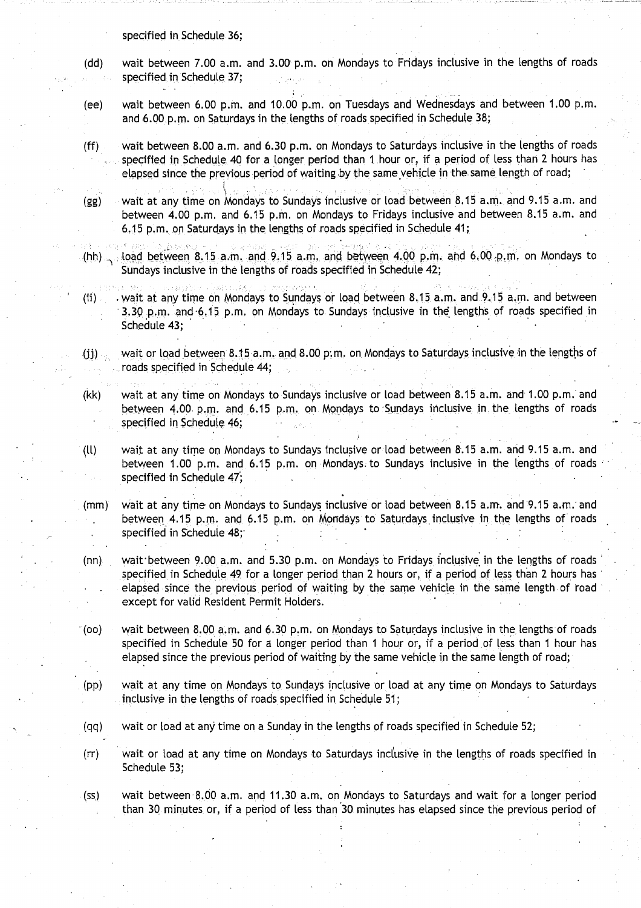specified in Schedule 36;

(dd) wait between 7.00 a.m. and 3.00 p.m. on Mondays to Fridays inclusive in the lengths of roads specified in Schedule 37;

(ee) wait between 6.00 p.m. and 10.00 p.m. on Tuesdays and Wednesdays and between 1.00 p.m. and 6.00 p.m. on Saturdays in the lengths of roads specified in Schedule 38;

(ff) wait between 8.00 a.m. and 6.30 p.m. on Mondays to Saturdays inclusive in the lengths of roads specified in Schedule 40 for a longer period than 1 hour or, if a period of less than 2 hours has elapsed since the previous period of waiting by the same vehicle in the same length of road;

(gg) wait at any time on Mondays to Sundays inclusive or load between 8.15 a.m. and 9.15 a.m. and between 4.00 p.m. and 6.15 p.m. on Mondays to Fridays inclusive and between 8.15 a.m. and 6.15 p.m. on Saturdays in the lengths of roads specified in Schedule 41;

(hh) load between 8.15 a.m. and 9.15 a.m. and between 4.00 p.m. and 6.00 p.m. on Mondays to Sundays inclusive in the lengths of roads specified in Schedule 42;

(ii) wait at any time on Mondays to Sundays or load between 8.15 a.m. and 9.15 a.m. and between 3.30 p.m. and 6.15 p.m. on Mondays to Sundays inclusive in the lengths of roads specified in Schedule 43;

(jj) wait or load between 8.15 a.m. and 8.00 p.m. on Mondays to Saturdays inclusive in the lengths of roads specified in Schedule 44;

(kk) wait at any time on Mondays to Sundays inclusive or load between 8.15 a.m. and 1.00 p.m. and between 4.00 p.m. and 6.15 p.m. on Mondays to Sundays inclusive in the lengths of roads specified in Schedule 46;

(ll) wait at any time on Mondays to Sundays inclusive or load between 8.15 a.m. and 9.15 a.m. and between 1.00 p.m. and 6.15 p.m. on Mondays to Sundays inclusive in the lengths of roads specified in Schedule 47;

(mm) wait at any time on Mondays to Sundays inclusive or load between 8.15 a.m. and 9.15 a.m. and between 4.15 p.m. and 6.15 p.m. on Mondays to Saturdays inclusive in the lengths of roads specified in Schedule 48;

(nn) wait between 9.00 a.m. and 5.30 p.m. on Mondays to Fridays inclusive in the lengths of roads specified in Schedule 49 for a longer period than 2 hours or, if a period of less than 2 hours has elapsed since the previous period of waiting by the same vehicle in the same length of road except for valid Resident Permit Holders.

(oo) wait between 8.00 a.m. and 6.30 p.m. on Mondays to Saturdays inclusive in the lengths of roads specified in Schedule 50 for a longer period than 1 hour or, if a period of less than 1 hour has elapsed since the previous period of waiting by the same vehicle in the same length of road;

(pp) wait at any time on Mondays to Sundays inclusive or load at any time on Mondays to Saturdays inclusive in the lengths of roads specified in Schedule 51;

(qq) wait or load at any time on a Sunday in the lengths of roads specified in Schedule 52;

(rr) wait or load at any time on Mondays to Saturdays inclusive in the lengths of roads specified in Schedule 53;

(ss) wait between 8.00 a.m. and 11.30 a.m. on Mondays to Saturdays and wait for a longer period than 30 minutes or, if a period of less than 30 minutes has elapsed since the previous period of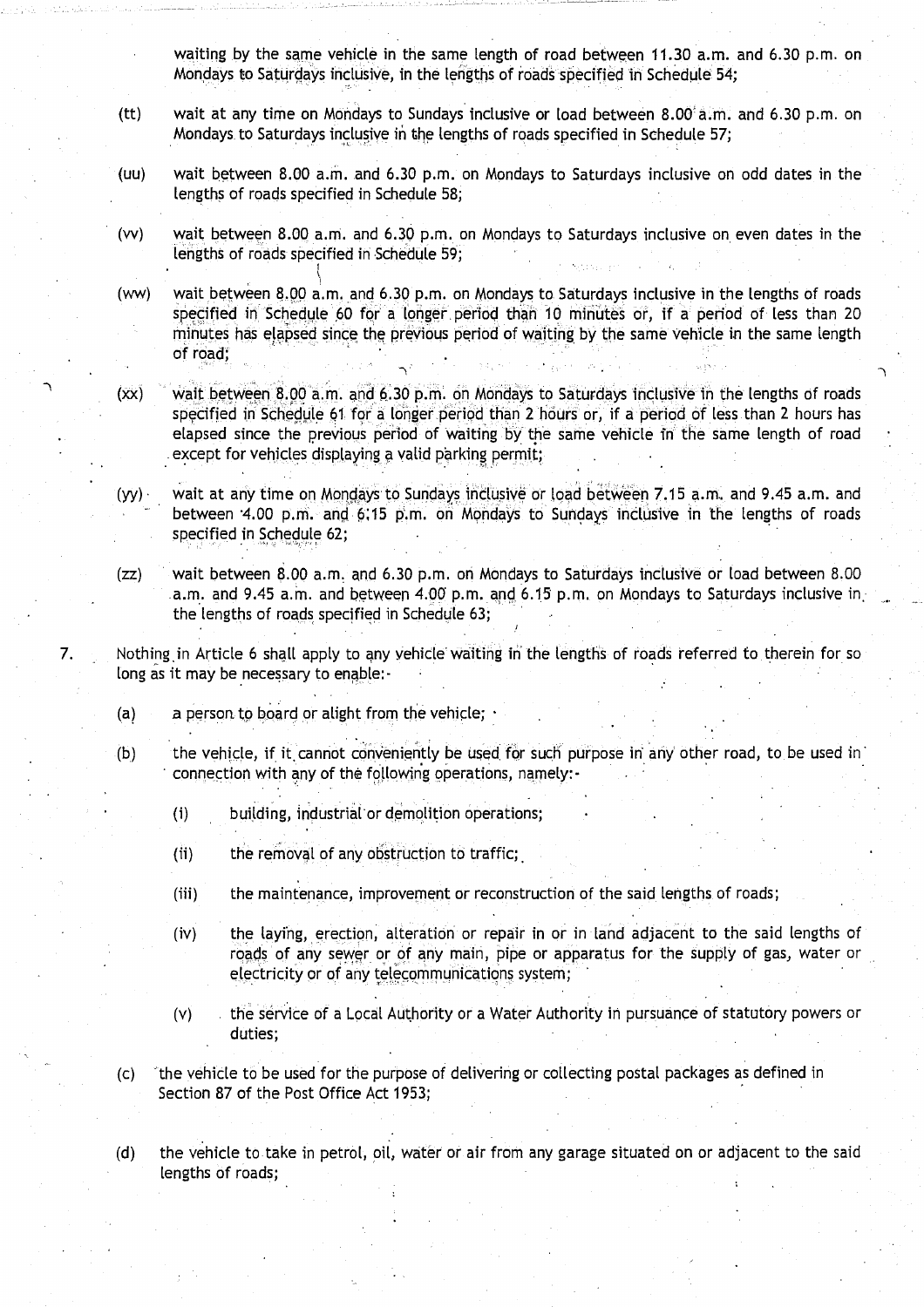waiting by the same vehicle in the same length of road between 11.30 a.m. and 6.30 p.m. on Mondays to Saturdays inclusive, in the lengths of roads specified in Schedule 54;

(tt) wait at any time on Mondays to Sundays inclusive or load between 8.00 a.m. and 6.30 p.m. on Mondays to Saturdays inclusive in the lengths of roads specified in Schedule 57;

(uu) wait between 8.00 a.m. and 6.30 p.m. on Mondays to Saturdays inclusive on odd dates in the lengths of roads specified in Schedule 58;

(vv) wait between 8.00 a.m. and 6.30 p.m. on Mondays to Saturdays inclusive on even dates in the lengths of roads specified in Schedule 59;

(ww) wait between 8.00 a.m. and 6.30 p.m. on Mondays to Saturdays inclusive in the lengths of roads specified in Schedule 60 for a longer period than 10 minutes or, if a period of less than 20 minutes has elapsed since the previous period of waiting by the same vehicle in the same length of road;

(xx) wait between 8.00 a.m. and 6.30 p.m. on Mondays to Saturdays inclusive in the lengths of roads specified in Schedule 61 for a longer period than 2 hours or, if a period of less than 2 hours has elapsed since the previous period of waiting by the same vehicle in the same length of road except for vehicles displaying a valid parking permit;

(yy) wait at any time on Mondays to Sundays inclusive or load between 7.15 a.m. and 9.45 a.m. and between 4.00 p.m. and 6.15 p.m. on Mondays to Sundays inclusive in the lengths of roads specified in Schedule 62;

(zz) wait between 8.00 a.m. and 6.30 p.m. on Mondays to Saturdays inclusive or load between 8.00 a.m. and 9.45 a.m. and between 4.00 p.m. and 6.15 p.m. on Mondays to Saturdays inclusive in the lengths of roads specified in Schedule 63;

7. Nothing in Article 6 shall apply to any vehicle waiting in the lengths of roads referred to therein for so long as it may be necessary to enable:-

(a) a person to board or alight from the vehicle;

(b) the vehicle, if it cannot conveniently be used for such purpose in any other road, to be used in connection with any of the following operations, namely:-

(i) building, industrial or demolition operations;

(ii) the removal of any obstruction to traffic;

(iii) the maintenance, improvement or reconstruction of the said lengths of roads;

(iv) the laying, erection, alteration or repair in or in land adjacent to the said lengths of roads of any sewer or of any main, pipe or apparatus for the supply of gas, water or electricity or of any telecommunications system;

(v) the service of a Local Authority or a Water Authority in pursuance of statutory powers or duties;

(c) the vehicle to be used for the purpose of delivering or collecting postal packages as defined in Section 87 of the Post Office Act 1953;

(d) the vehicle to take in petrol, oil, water or air from any garage situated on or adjacent to the said lengths of roads;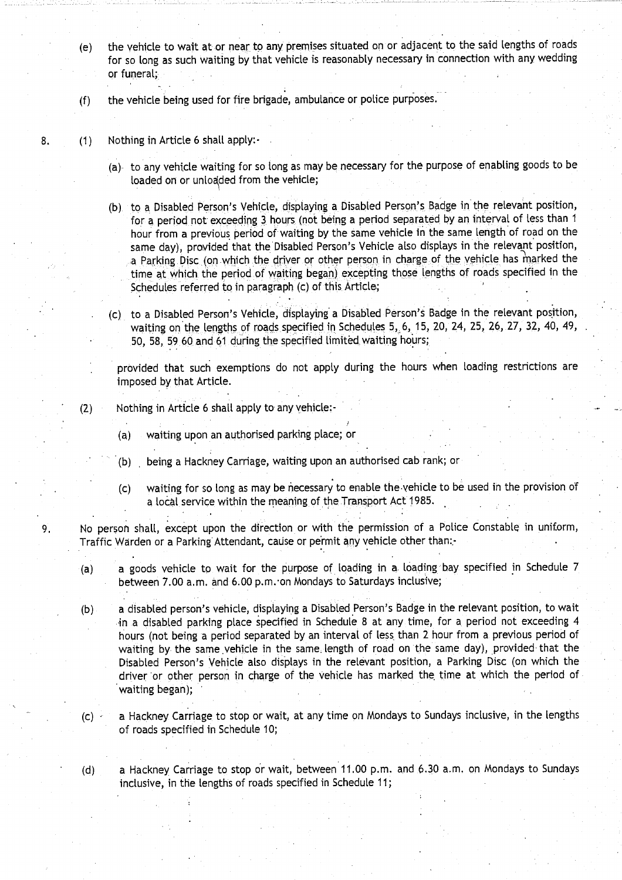(e) the vehicle to wait at or near to any premises situated on or adjacent to the said lengths of roads for so long as such waiting by that vehicle is reasonably necessary in connection with any wedding or funeral;

(f) the vehicle being used for fire brigade, ambulance or police purposes.

8. (1) Nothing in Article 6 shall apply:-

(a) to any vehicle waiting for so long as may be necessary for the purpose of enabling goods to be loaded on or unloaded from the vehicle;

(b) to a Disabled Person's Vehicle, displaying a Disabled Person's Badge in the relevant position, for a period not exceeding 3 hours (not being a period separated by an interval of less than 1 hour from a previous period of waiting by the same vehicle in the same length of road on the same day), provided that the Disabled Person's Vehicle also displays in the relevant position, a Parking Disc (on which the driver or other person in charge of the vehicle has marked the time at which the period of waiting began) excepting those lengths of roads specified in the Schedules referred to in paragraph (c) of this Article;

(c) to a Disabled Person's Vehicle, displaying a Disabled Person's Badge in the relevant position, waiting on the lengths of roads specified in Schedules 5, 6, 15, 20, 24, 25, 26, 27, 32, 40, 49, 50, 58, 59 60 and 61 during the specified limited waiting hours;

provided that such exemptions do not apply during the hours when loading restrictions are imposed by that Article.

(2) Nothing in Article 6 shall apply to any vehicle:-

(a) waiting upon an authorised parking place; or

(b) being a Hackney Carriage, waiting upon an authorised cab rank; or

(c) waiting for so long as may be necessary to enable the vehicle to be used in the provision of a local service within the meaning of the Transport Act 1985.

9. No person shall, except upon the direction or with the permission of a Police Constable in uniform, Traffic Warden or a Parking Attendant, cause or permit any vehicle other than:-

(a) a goods vehicle to wait for the purpose of loading in a loading bay specified in Schedule 7 between 7.00 a.m. and 6.00 p.m. on Mondays to Saturdays inclusive;

(b) a disabled person's vehicle, displaying a Disabled Person's Badge in the relevant position, to wait in a disabled parking place specified in Schedule 8 at any time, for a period not exceeding 4 hours (not being a period separated by an interval of less than 2 hour from a previous period of waiting by the same vehicle in the same length of road on the same day), provided that the Disabled Person's Vehicle also displays in the relevant position, a Parking Disc (on which the driver or other person in charge of the vehicle has marked the time at which the period of waiting began);

(c) a Hackney Carriage to stop or wait, at any time on Mondays to Sundays inclusive, in the lengths of roads specified in Schedule 10;

(d) a Hackney Carriage to stop or wait, between 11.00 p.m. and 6.30 a.m. on Mondays to Sundays inclusive, in the lengths of roads specified in Schedule 11;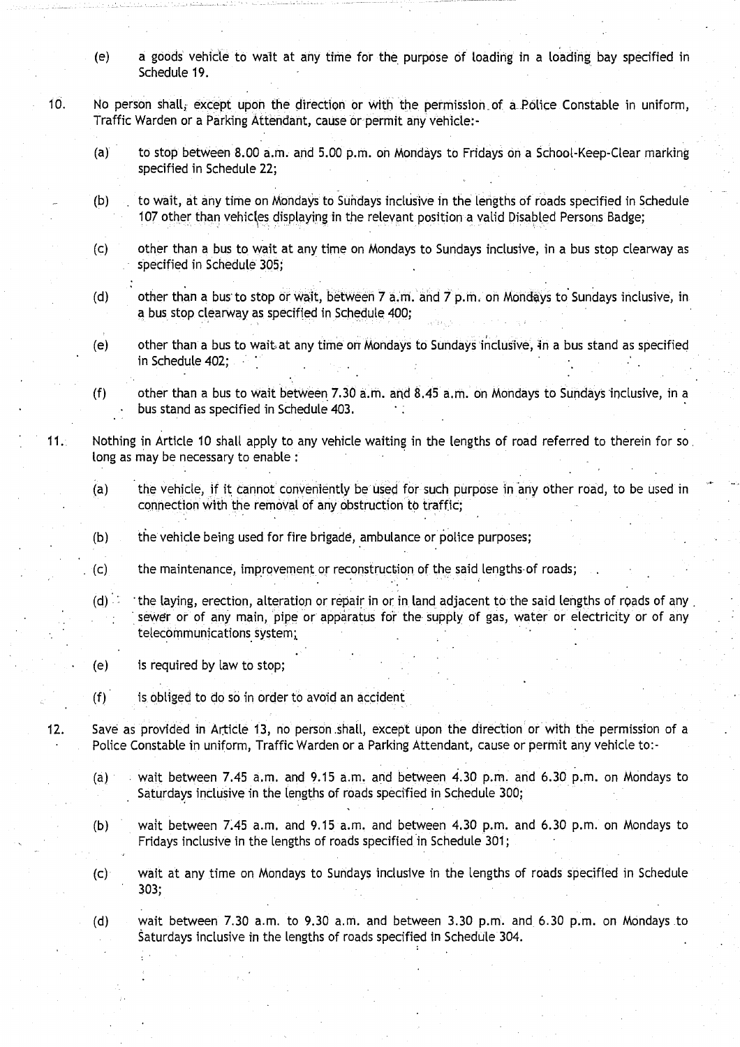(e) a goods vehicle to wait at any time for the purpose of loading in a loading bay specified in Schedule 19.

10. No person shall, except upon the direction or with the permission of a Police Constable in uniform, Traffic Warden or a Parking Attendant, cause or permit any vehicle:-

(a) to stop between 8.00 a.m. and 5.00 p.m. on Mondays to Fridays on a School-Keep-Clear marking specified in Schedule 22;

(b) to wait, at any time on Mondays to Sundays inclusive in the lengths of roads specified in Schedule 107 other than vehicles displaying in the relevant position a valid Disabled Persons Badge;

(c) other than a bus to wait at any time on Mondays to Sundays inclusive, in a bus stop clearway as specified in Schedule 305;

(d) other than a bus to stop or wait, between 7 a.m. and 7 p.m. on Mondays to Sundays inclusive, in a bus stop clearway as specified in Schedule 400;

(e) other than a bus to wait at any time on Mondays to Sundays inclusive, in a bus stand as specified in Schedule 402;

(f) other than a bus to wait between 7.30 a.m. and 8.45 a.m. on Mondays to Sundays inclusive, in a bus stand as specified in Schedule 403.

11. Nothing in Article 10 shall apply to any vehicle waiting in the lengths of road referred to therein for so long as may be necessary to enable :

(a) the vehicle, if it cannot conveniently be used for such purpose in any other road, to be used in connection with the removal of any obstruction to traffic;

(b) the vehicle being used for fire brigade, ambulance or police purposes;

(c) the maintenance, improvement or reconstruction of the said lengths of roads;

(d) the laying, erection, alteration or repair in or in land adjacent to the said lengths of roads of any sewer or of any main, pipe or apparatus for the supply of gas, water or electricity or of any telecommunications system;

(e) is required by law to stop;

(f) is obliged to do so in order to avoid an accident

12. Save as provided in Article 13, no person shall, except upon the direction or with the permission of a Police Constable in uniform, Traffic Warden or a Parking Attendant, cause or permit any vehicle to:-

(a) wait between 7.45 a.m. and 9.15 a.m. and between 4.30 p.m. and 6.30 p.m. on Mondays to Saturdays inclusive in the lengths of roads specified in Schedule 300;

(b) wait between 7.45 a.m. and 9.15 a.m. and between 4.30 p.m. and 6.30 p.m. on Mondays to Fridays inclusive in the lengths of roads specified in Schedule 301;

(c) wait at any time on Mondays to Sundays inclusive in the lengths of roads specified in Schedule 303;

(d) wait between 7.30 a.m. to 9.30 a.m. and between 3.30 p.m. and 6.30 p.m. on Mondays to Saturdays inclusive in the lengths of roads specified in Schedule 304.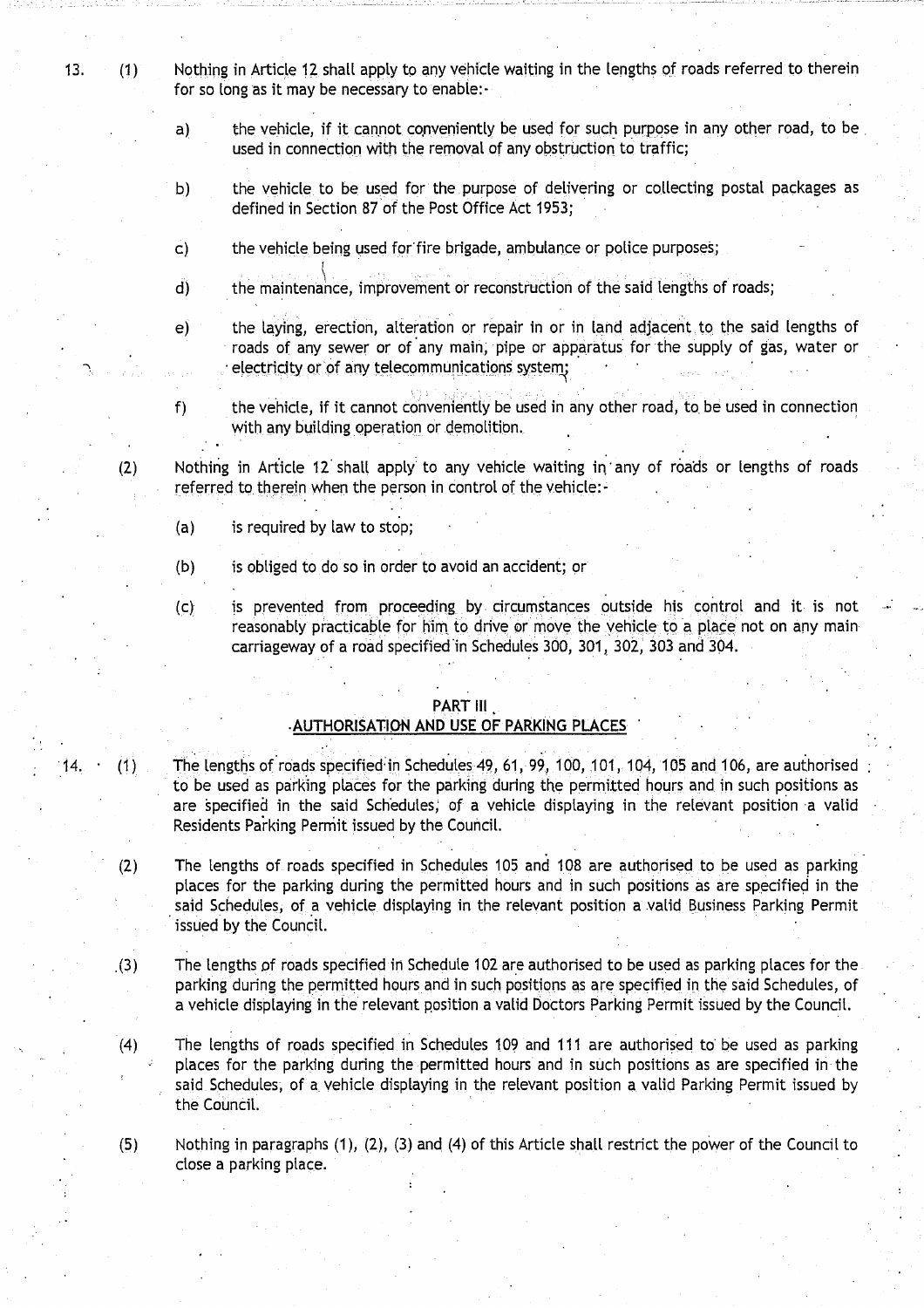13. (1) Nothing in Article 12 shall apply to any vehicle waiting in the lengths of roads referred to therein for so long as it may be necessary to enable:-

a) the vehicle, if it cannot conveniently be used for such purpose in any other road, to be used in connection with the removal of any obstruction to traffic;

b) the vehicle to be used for the purpose of delivering or collecting postal packages as defined in Section 87 of the Post Office Act 1953;

c) the vehicle being used for fire brigade, ambulance or police purposes;

d) the maintenance, improvement or reconstruction of the said lengths of roads;

e) the laying, erection, alteration or repair in or in land adjacent to the said lengths of roads of any sewer or of any main, pipe or apparatus for the supply of gas, water or electricity or of any telecommunications system;

f) the vehicle, if it cannot conveniently be used in any other road, to be used in connection with any building operation or demolition.

(2) Nothing in Article 12 shall apply to any vehicle waiting in any of roads or lengths of roads referred to therein when the person in control of the vehicle:-

(a) is required by law to stop;

(b) is obliged to do so in order to avoid an accident; or

(c) is prevented from proceeding by circumstances outside his control and it is not reasonably practicable for him to drive or move the vehicle to a place not on any main carriageway of a road specified in Schedules 300, 301, 302, 303 and 304.

## PART III
## AUTHORISATION AND USE OF PARKING PLACES

14. (1) The lengths of roads specified in Schedules 49, 61, 99, 100, 101, 104, 105 and 106, are authorised to be used as parking places for the parking during the permitted hours and in such positions as are specified in the said Schedules, of a vehicle displaying in the relevant position a valid Residents Parking Permit issued by the Council.

(2) The lengths of roads specified in Schedules 105 and 108 are authorised to be used as parking places for the parking during the permitted hours and in such positions as are specified in the said Schedules, of a vehicle displaying in the relevant position a valid Business Parking Permit issued by the Council.

(3) The lengths of roads specified in Schedule 102 are authorised to be used as parking places for the parking during the permitted hours and in such positions as are specified in the said Schedules, of a vehicle displaying in the relevant position a valid Doctors Parking Permit issued by the Council.

(4) The lengths of roads specified in Schedules 109 and 111 are authorised to be used as parking places for the parking during the permitted hours and in such positions as are specified in the said Schedules, of a vehicle displaying in the relevant position a valid Parking Permit issued by the Council.

(5) Nothing in paragraphs (1), (2), (3) and (4) of this Article shall restrict the power of the Council to close a parking place.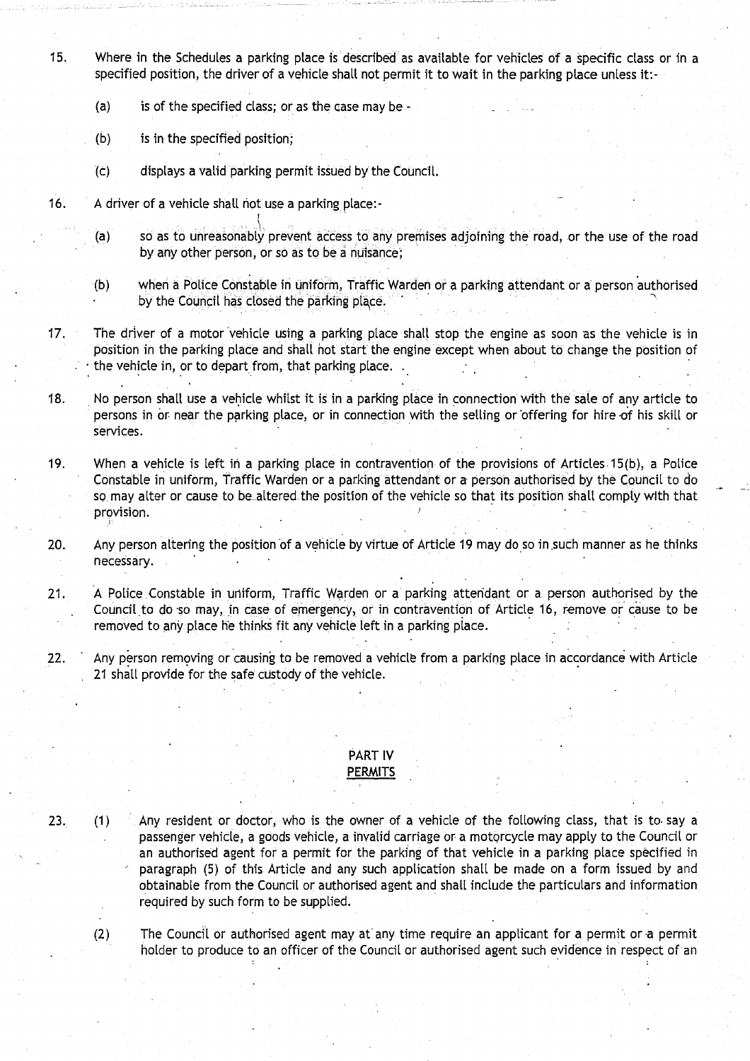15. Where in the Schedules a parking place is described as available for vehicles of a specific class or in a specified position, the driver of a vehicle shall not permit it to wait in the parking place unless it:-

    (a) is of the specified class; or as the case may be -

    (b) is in the specified position;

    (c) displays a valid parking permit issued by the Council.

16. A driver of a vehicle shall not use a parking place:-

    (a) so as to unreasonably prevent access to any premises adjoining the road, or the use of the road by any other person, or so as to be a nuisance;

    (b) when a Police Constable in uniform, Traffic Warden or a parking attendant or a person authorised by the Council has closed the parking place.

17. The driver of a motor vehicle using a parking place shall stop the engine as soon as the vehicle is in position in the parking place and shall not start the engine except when about to change the position of the vehicle in, or to depart from, that parking place.

18. No person shall use a vehicle whilst it is in a parking place in connection with the sale of any article to persons in or near the parking place, or in connection with the selling or offering for hire of his skill or services.

19. When a vehicle is left in a parking place in contravention of the provisions of Articles 15(b), a Police Constable in uniform, Traffic Warden or a parking attendant or a person authorised by the Council to do so may alter or cause to be altered the position of the vehicle so that its position shall comply with that provision.

20. Any person altering the position of a vehicle by virtue of Article 19 may do so in such manner as he thinks necessary.

21. A Police Constable in uniform, Traffic Warden or a parking attendant or a person authorised by the Council to do so may, in case of emergency, or in contravention of Article 16, remove or cause to be removed to any place he thinks fit any vehicle left in a parking place.

22. Any person removing or causing to be removed a vehicle from a parking place in accordance with Article 21 shall provide for the safe custody of the vehicle.

## PART IV
## PERMITS

23. (1) Any resident or doctor, who is the owner of a vehicle of the following class, that is to say a passenger vehicle, a goods vehicle, a invalid carriage or a motorcycle may apply to the Council or an authorised agent for a permit for the parking of that vehicle in a parking place specified in paragraph (5) of this Article and any such application shall be made on a form issued by and obtainable from the Council or authorised agent and shall include the particulars and information required by such form to be supplied.

    (2) The Council or authorised agent may at any time require an applicant for a permit or a permit holder to produce to an officer of the Council or authorised agent such evidence in respect of an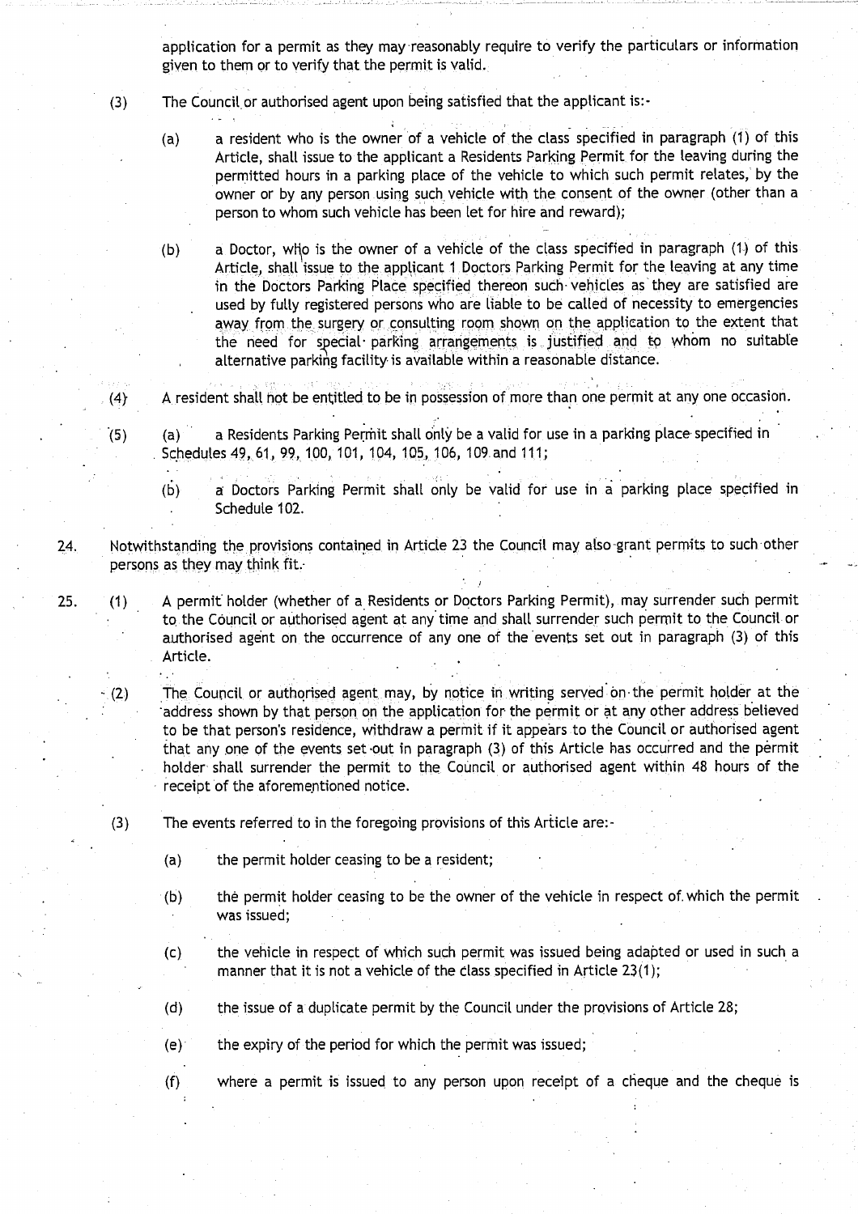application for a permit as they may reasonably require to verify the particulars or information given to them or to verify that the permit is valid.

(3) The Council or authorised agent upon being satisfied that the applicant is:-

(a) a resident who is the owner of a vehicle of the class specified in paragraph (1) of this Article, shall issue to the applicant a Residents Parking Permit for the leaving during the permitted hours in a parking place of the vehicle to which such permit relates, by the owner or by any person using such vehicle with the consent of the owner (other than a person to whom such vehicle has been let for hire and reward);

(b) a Doctor, who is the owner of a vehicle of the class specified in paragraph (1) of this Article, shall issue to the applicant 1 Doctors Parking Permit for the leaving at any time in the Doctors Parking Place specified thereon such vehicles as they are satisfied are used by fully registered persons who are liable to be called of necessity to emergencies away from the surgery or consulting room shown on the application to the extent that the need for special parking arrangements is justified and to whom no suitable alternative parking facility is available within a reasonable distance.

(4) A resident shall not be entitled to be in possession of more than one permit at any one occasion.

(5) (a) a Residents Parking Permit shall only be a valid for use in a parking place specified in Schedules 49, 61, 99, 100, 101, 104, 105, 106, 109 and 111;

(b) a Doctors Parking Permit shall only be valid for use in a parking place specified in Schedule 102.

24. Notwithstanding the provisions contained in Article 23 the Council may also grant permits to such other persons as they may think fit.

25. (1) A permit holder (whether of a Residents or Doctors Parking Permit), may surrender such permit to the Council or authorised agent at any time and shall surrender such permit to the Council or authorised agent on the occurrence of any one of the events set out in paragraph (3) of this Article.

(2) The Council or authorised agent may, by notice in writing served on the permit holder at the address shown by that person on the application for the permit or at any other address believed to be that person's residence, withdraw a permit if it appears to the Council or authorised agent that any one of the events set out in paragraph (3) of this Article has occurred and the permit holder shall surrender the permit to the Council or authorised agent within 48 hours of the receipt of the aforementioned notice.

(3) The events referred to in the foregoing provisions of this Article are:-

(a) the permit holder ceasing to be a resident;

(b) the permit holder ceasing to be the owner of the vehicle in respect of which the permit was issued;

(c) the vehicle in respect of which such permit was issued being adapted or used in such a manner that it is not a vehicle of the class specified in Article 23(1);

(d) the issue of a duplicate permit by the Council under the provisions of Article 28;

(e) the expiry of the period for which the permit was issued;

(f) where a permit is issued to any person upon receipt of a cheque and the cheque is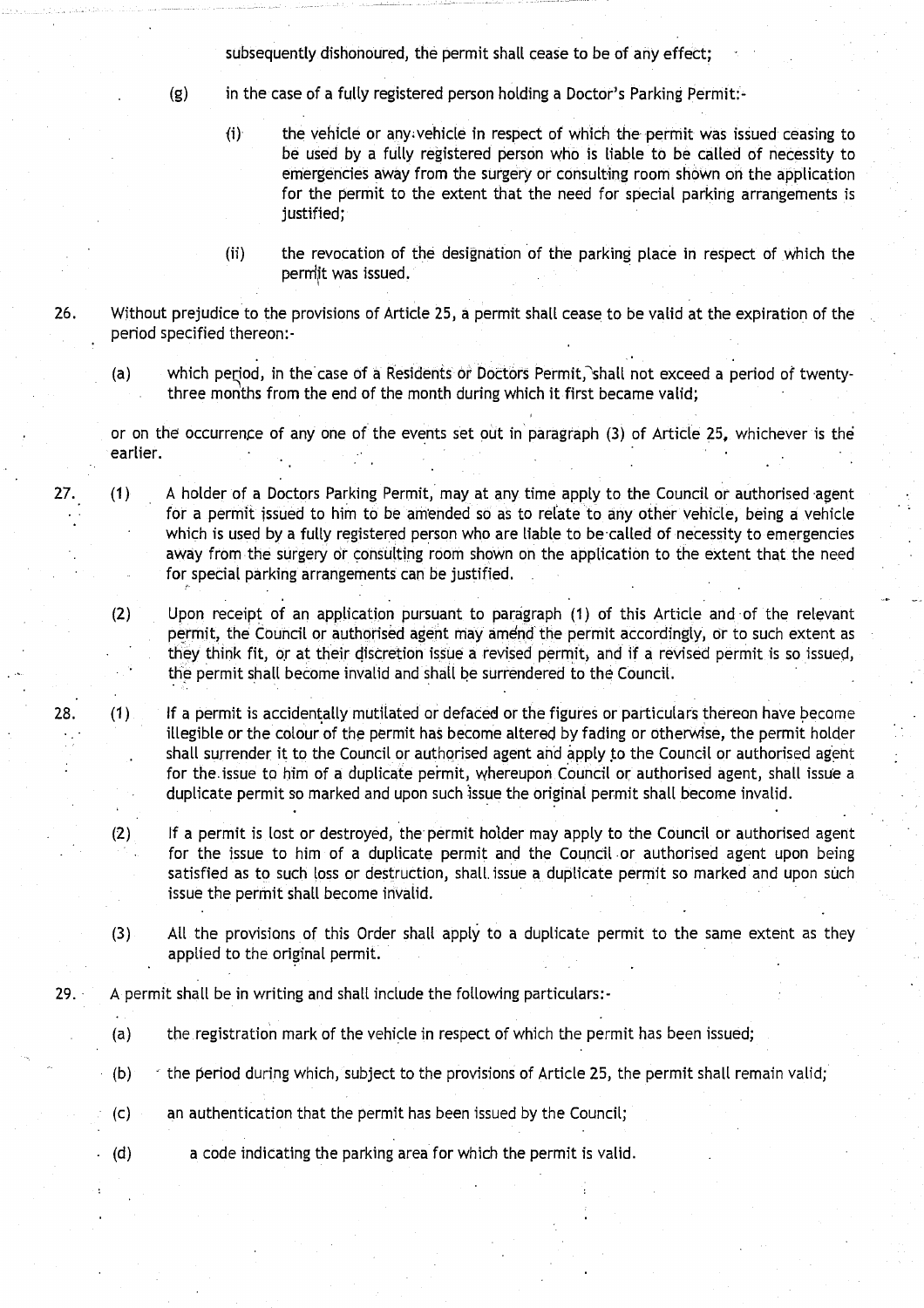subsequently dishonoured, the permit shall cease to be of any effect;

(g) in the case of a fully registered person holding a Doctor's Parking Permit:-

(i) the vehicle or any vehicle in respect of which the permit was issued ceasing to be used by a fully registered person who is liable to be called of necessity to emergencies away from the surgery or consulting room shown on the application for the permit to the extent that the need for special parking arrangements is justified;

(ii) the revocation of the designation of the parking place in respect of which the permit was issued.

26. Without prejudice to the provisions of Article 25, a permit shall cease to be valid at the expiration of the period specified thereon:-

(a) which period, in the case of a Residents or Doctors Permit, shall not exceed a period of twenty-three months from the end of the month during which it first became valid;

or on the occurrence of any one of the events set out in paragraph (3) of Article 25, whichever is the earlier.

27. (1) A holder of a Doctors Parking Permit, may at any time apply to the Council or authorised agent for a permit issued to him to be amended so as to relate to any other vehicle, being a vehicle which is used by a fully registered person who are liable to be called of necessity to emergencies away from the surgery or consulting room shown on the application to the extent that the need for special parking arrangements can be justified.

(2) Upon receipt of an application pursuant to paragraph (1) of this Article and of the relevant permit, the Council or authorised agent may amend the permit accordingly, or to such extent as they think fit, or at their discretion issue a revised permit, and if a revised permit is so issued, the permit shall become invalid and shall be surrendered to the Council.

28. (1) If a permit is accidentally mutilated or defaced or the figures or particulars thereon have become illegible or the colour of the permit has become altered by fading or otherwise, the permit holder shall surrender it to the Council or authorised agent and apply to the Council or authorised agent for the issue to him of a duplicate permit, whereupon Council or authorised agent, shall issue a duplicate permit so marked and upon such issue the original permit shall become invalid.

(2) If a permit is lost or destroyed, the permit holder may apply to the Council or authorised agent for the issue to him of a duplicate permit and the Council or authorised agent upon being satisfied as to such loss or destruction, shall issue a duplicate permit so marked and upon such issue the permit shall become invalid.

(3) All the provisions of this Order shall apply to a duplicate permit to the same extent as they applied to the original permit.

29. A permit shall be in writing and shall include the following particulars:-

(a) the registration mark of the vehicle in respect of which the permit has been issued;

(b) the period during which, subject to the provisions of Article 25, the permit shall remain valid;

(c) an authentication that the permit has been issued by the Council;

(d) a code indicating the parking area for which the permit is valid.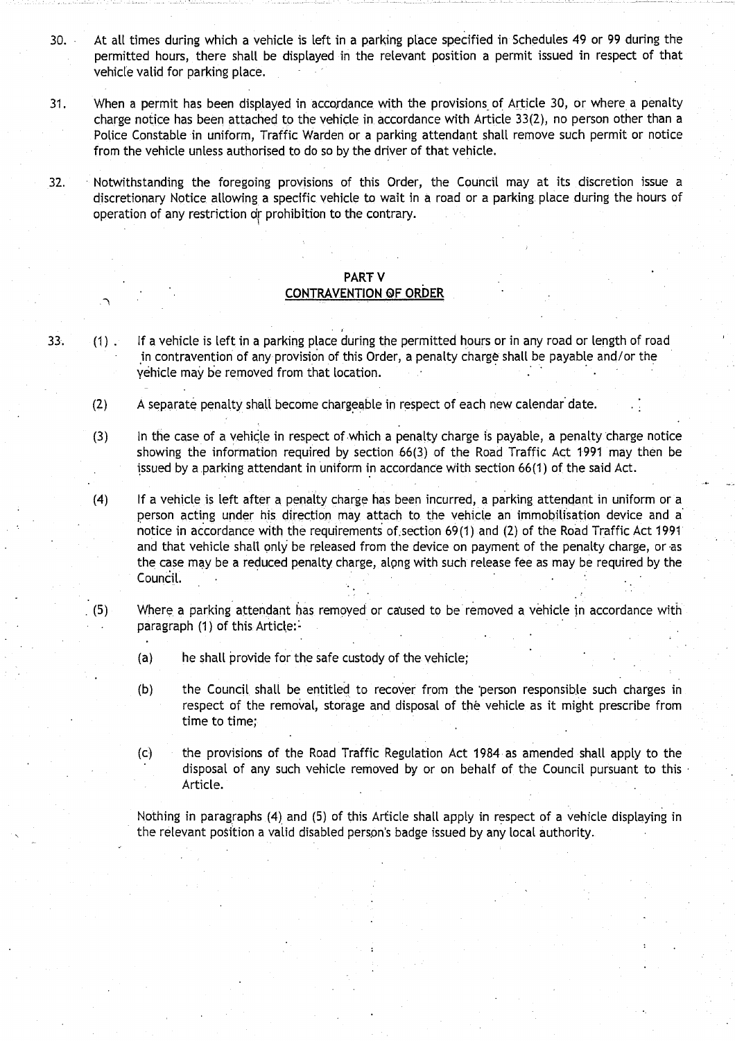30. At all times during which a vehicle is left in a parking place specified in Schedules 49 or 99 during the permitted hours, there shall be displayed in the relevant position a permit issued in respect of that vehicle valid for parking place.

31. When a permit has been displayed in accordance with the provisions of Article 30, or where a penalty charge notice has been attached to the vehicle in accordance with Article 33(2), no person other than a Police Constable in uniform, Traffic Warden or a parking attendant shall remove such permit or notice from the vehicle unless authorised to do so by the driver of that vehicle.

32. Notwithstanding the foregoing provisions of this Order, the Council may at its discretion issue a discretionary Notice allowing a specific vehicle to wait in a road or a parking place during the hours of operation of any restriction or prohibition to the contrary.

## PART V
## CONTRAVENTION OF ORDER

33. (1) If a vehicle is left in a parking place during the permitted hours or in any road or length of road in contravention of any provision of this Order, a penalty charge shall be payable and/or the vehicle may be removed from that location.

(2) A separate penalty shall become chargeable in respect of each new calendar date.

(3) In the case of a vehicle in respect of which a penalty charge is payable, a penalty charge notice showing the information required by section 66(3) of the Road Traffic Act 1991 may then be issued by a parking attendant in uniform in accordance with section 66(1) of the said Act.

(4) If a vehicle is left after a penalty charge has been incurred, a parking attendant in uniform or a person acting under his direction may attach to the vehicle an immobilisation device and a notice in accordance with the requirements of section 69(1) and (2) of the Road Traffic Act 1991 and that vehicle shall only be released from the device on payment of the penalty charge, or as the case may be a reduced penalty charge, along with such release fee as may be required by the Council.

(5) Where a parking attendant has removed or caused to be removed a vehicle in accordance with paragraph (1) of this Article:-

(a) he shall provide for the safe custody of the vehicle;

(b) the Council shall be entitled to recover from the person responsible such charges in respect of the removal, storage and disposal of the vehicle as it might prescribe from time to time;

(c) the provisions of the Road Traffic Regulation Act 1984 as amended shall apply to the disposal of any such vehicle removed by or on behalf of the Council pursuant to this Article.

Nothing in paragraphs (4) and (5) of this Article shall apply in respect of a vehicle displaying in the relevant position a valid disabled person's badge issued by any local authority.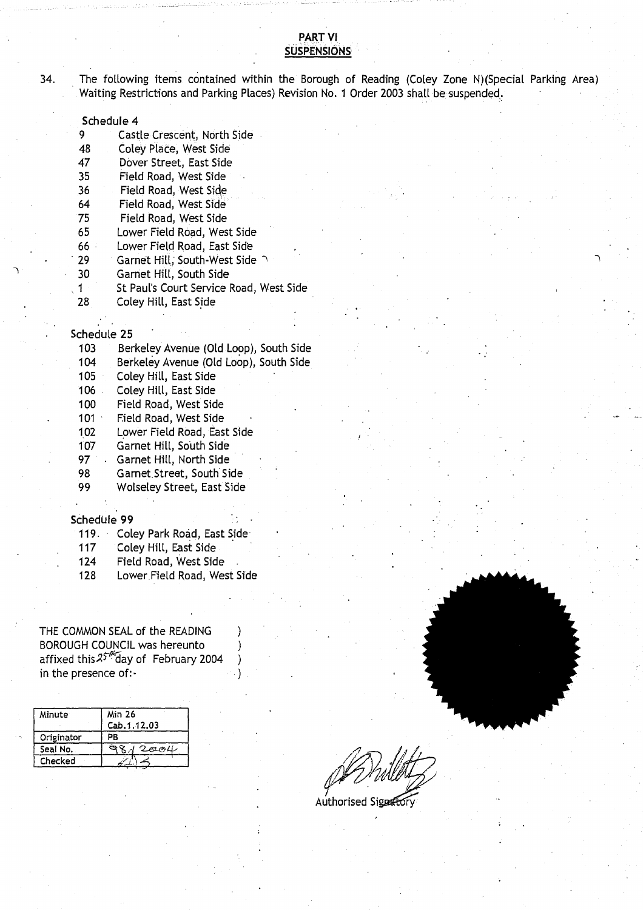## PART VI
## SUSPENSIONS

34. The following items contained within the Borough of Reading (Coley Zone N)(Special Parking Area) Waiting Restrictions and Parking Places) Revision No. 1 Order 2003 shall be suspended.

Schedule 4

| | |
|---|---|
| 9 | Castle Crescent, North Side |
| 48 | Coley Place, West Side |
| 47 | Dover Street, East Side |
| 35 | Field Road, West Side |
| 36 | Field Road, West Side |
| 64 | Field Road, West Side |
| 75 | Field Road, West Side |
| 65 | Lower Field Road, West Side |
| 66 | Lower Field Road, East Side |
| 29 | Garnet Hill, South-West Side |
| 30 | Garnet Hill, South Side |
| 1 | St Paul's Court Service Road, West Side |
| 28 | Coley Hill, East Side |

Schedule 25

| | |
|---|---|
| 103 | Berkeley Avenue (Old Loop), South Side |
| 104 | Berkeley Avenue (Old Loop), South Side |
| 105 | Coley Hill, East Side |
| 106 | Coley Hill, East Side |
| 100 | Field Road, West Side |
| 101 | Field Road, West Side |
| 102 | Lower Field Road, East Side |
| 107 | Garnet Hill, South Side |
| 97 | Garnet Hill, North Side |
| 98 | Garnet Street, South Side |
| 99 | Wolseley Street, East Side |

Schedule 99

| | |
|---|---|
| 119. | Coley Park Road, East Side |
| 117 | Coley Hill, East Side |
| 124 | Field Road, West Side |
| 128 | Lower Field Road, West Side |

THE COMMON SEAL of the READING BOROUGH COUNCIL was hereunto affixed this 25th day of February 2004 in the presence of:-

| Minute | Min 26 Cab.1.12.03 |
|---|---|
| Originator | PB |
| Seal No. | 98/2004 |
| Checked | |

Authorised Signatory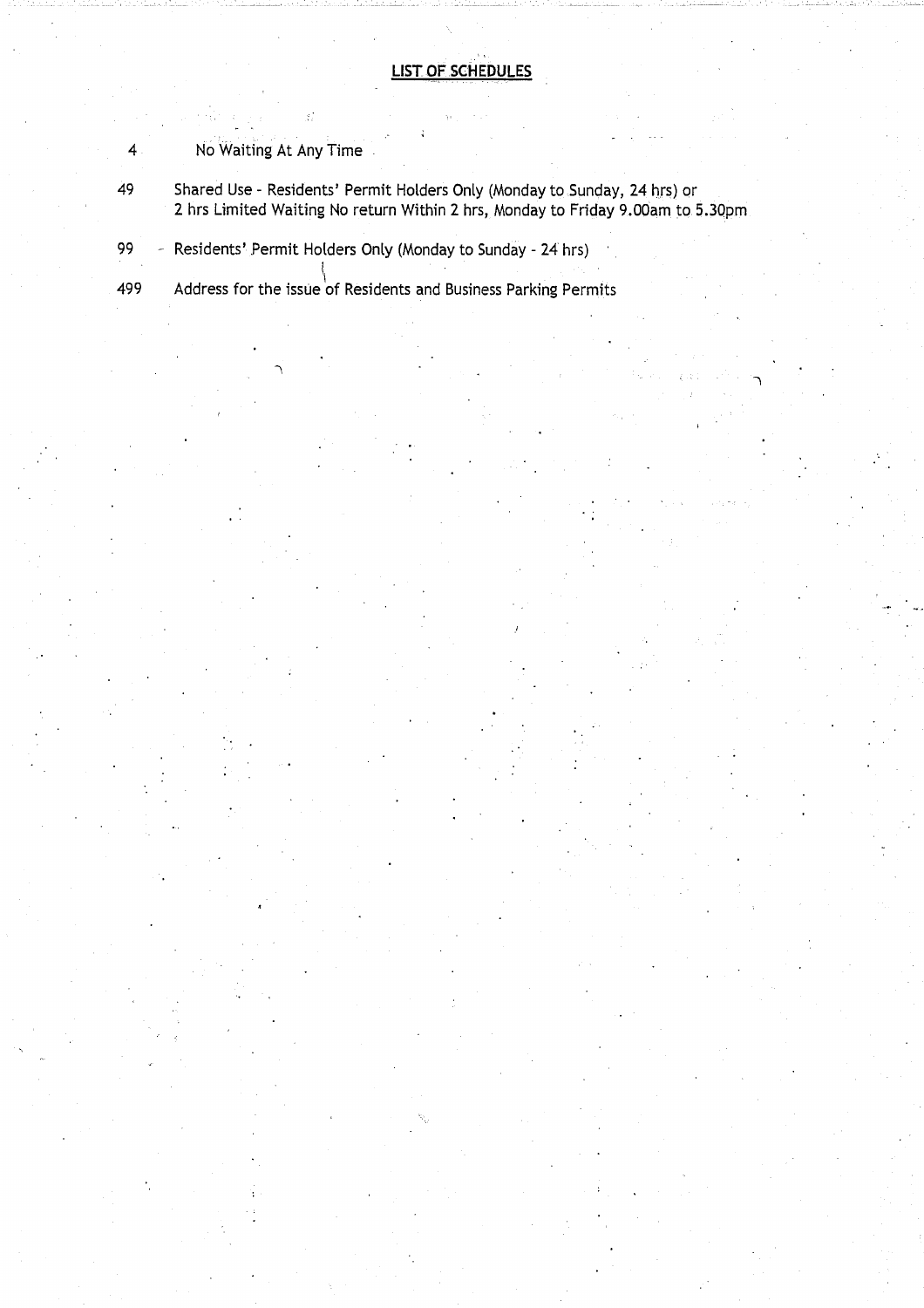## LIST OF SCHEDULES

| | |
|---|---|
| 4 | No Waiting At Any Time |
| 49 | Shared Use - Residents' Permit Holders Only (Monday to Sunday, 24 hrs) or 2 hrs Limited Waiting No return Within 2 hrs, Monday to Friday 9.00am to 5.30pm |
| 99 | Residents' Permit Holders Only (Monday to Sunday - 24 hrs) |
| 499 | Address for the issue of Residents and Business Parking Permits |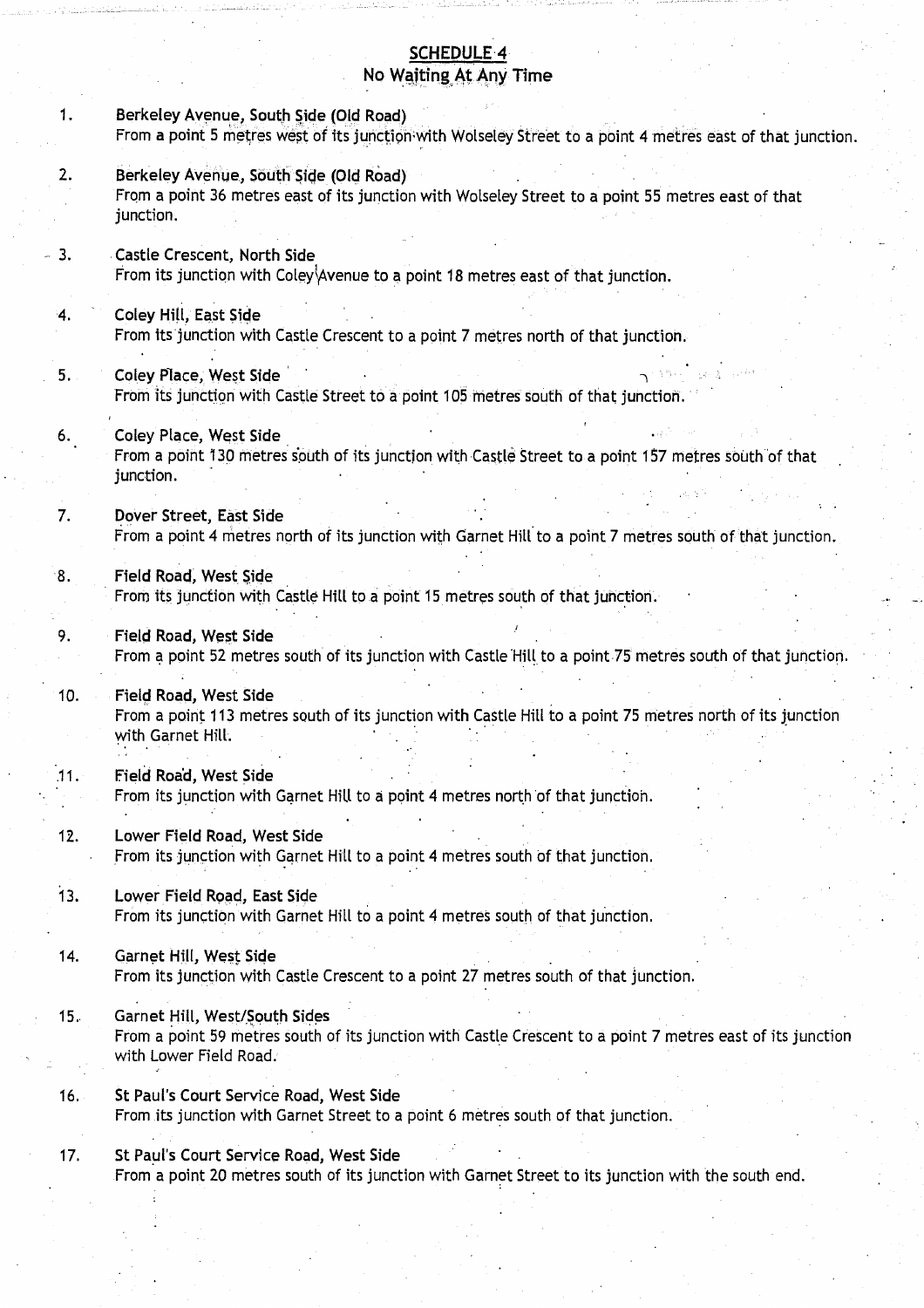## SCHEDULE 4
## No Waiting At Any Time

1. **Berkeley Avenue, South Side (Old Road)**
   From a point 5 metres west of its junction with Wolseley Street to a point 4 metres east of that junction.

2. **Berkeley Avenue, South Side (Old Road)**
   From a point 36 metres east of its junction with Wolseley Street to a point 55 metres east of that junction.

3. **Castle Crescent, North Side**
   From its junction with Coley Avenue to a point 18 metres east of that junction.

4. **Coley Hill, East Side**
   From its junction with Castle Crescent to a point 7 metres north of that junction.

5. **Coley Place, West Side**
   From its junction with Castle Street to a point 105 metres south of that junction.

6. **Coley Place, West Side**
   From a point 130 metres south of its junction with Castle Street to a point 157 metres south of that junction.

7. **Dover Street, East Side**
   From a point 4 metres north of its junction with Garnet Hill to a point 7 metres south of that junction.

8. **Field Road, West Side**
   From its junction with Castle Hill to a point 15 metres south of that junction.

9. **Field Road, West Side**
   From a point 52 metres south of its junction with Castle Hill to a point 75 metres south of that junction.

10. **Field Road, West Side**
    From a point 113 metres south of its junction with Castle Hill to a point 75 metres north of its junction with Garnet Hill.

11. **Field Road, West Side**
    From its junction with Garnet Hill to a point 4 metres north of that junction.

12. **Lower Field Road, West Side**
    From its junction with Garnet Hill to a point 4 metres south of that junction.

13. **Lower Field Road, East Side**
    From its junction with Garnet Hill to a point 4 metres south of that junction.

14. **Garnet Hill, West Side**
    From its junction with Castle Crescent to a point 27 metres south of that junction.

15. **Garnet Hill, West/South Sides**
    From a point 59 metres south of its junction with Castle Crescent to a point 7 metres east of its junction with Lower Field Road.

16. **St Paul's Court Service Road, West Side**
    From its junction with Garnet Street to a point 6 metres south of that junction.

17. **St Paul's Court Service Road, West Side**
    From a point 20 metres south of its junction with Garnet Street to its junction with the south end.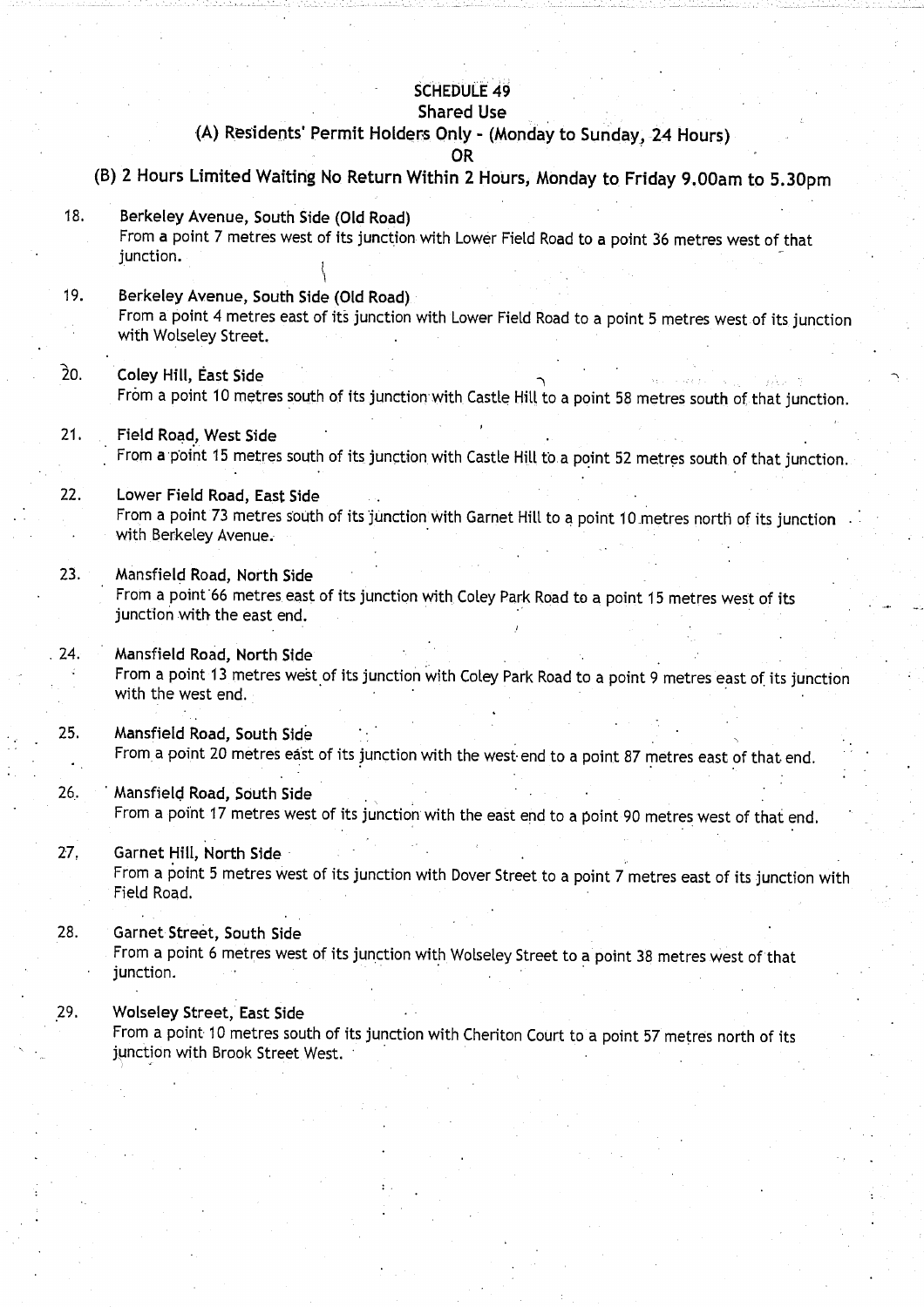# SCHEDULE 49

## Shared Use

### (A) Residents' Permit Holders Only - (Monday to Sunday, 24 Hours)

**OR**

### (B) 2 Hours Limited Waiting No Return Within 2 Hours, Monday to Friday 9.00am to 5.30pm

18. **Berkeley Avenue, South Side (Old Road)**
From a point 7 metres west of its junction with Lower Field Road to a point 36 metres west of that junction.

19. **Berkeley Avenue, South Side (Old Road)**
From a point 4 metres east of its junction with Lower Field Road to a point 5 metres west of its junction with Wolseley Street.

20. **Coley Hill, East Side**
From a point 10 metres south of its junction with Castle Hill to a point 58 metres south of that junction.

21. **Field Road, West Side**
From a point 15 metres south of its junction with Castle Hill to a point 52 metres south of that junction.

22. **Lower Field Road, East Side**
From a point 73 metres south of its junction with Garnet Hill to a point 10 metres north of its junction with Berkeley Avenue.

23. **Mansfield Road, North Side**
From a point 66 metres east of its junction with Coley Park Road to a point 15 metres west of its junction with the east end.

24. **Mansfield Road, North Side**
From a point 13 metres west of its junction with Coley Park Road to a point 9 metres east of its junction with the west end.

25. **Mansfield Road, South Side**
From a point 20 metres east of its junction with the west end to a point 87 metres east of that end.

26. **Mansfield Road, South Side**
From a point 17 metres west of its junction with the east end to a point 90 metres west of that end.

27. **Garnet Hill, North Side**
From a point 5 metres west of its junction with Dover Street to a point 7 metres east of its junction with Field Road.

28. **Garnet Street, South Side**
From a point 6 metres west of its junction with Wolseley Street to a point 38 metres west of that junction.

29. **Wolseley Street, East Side**
From a point 10 metres south of its junction with Cheriton Court to a point 57 metres north of its junction with Brook Street West.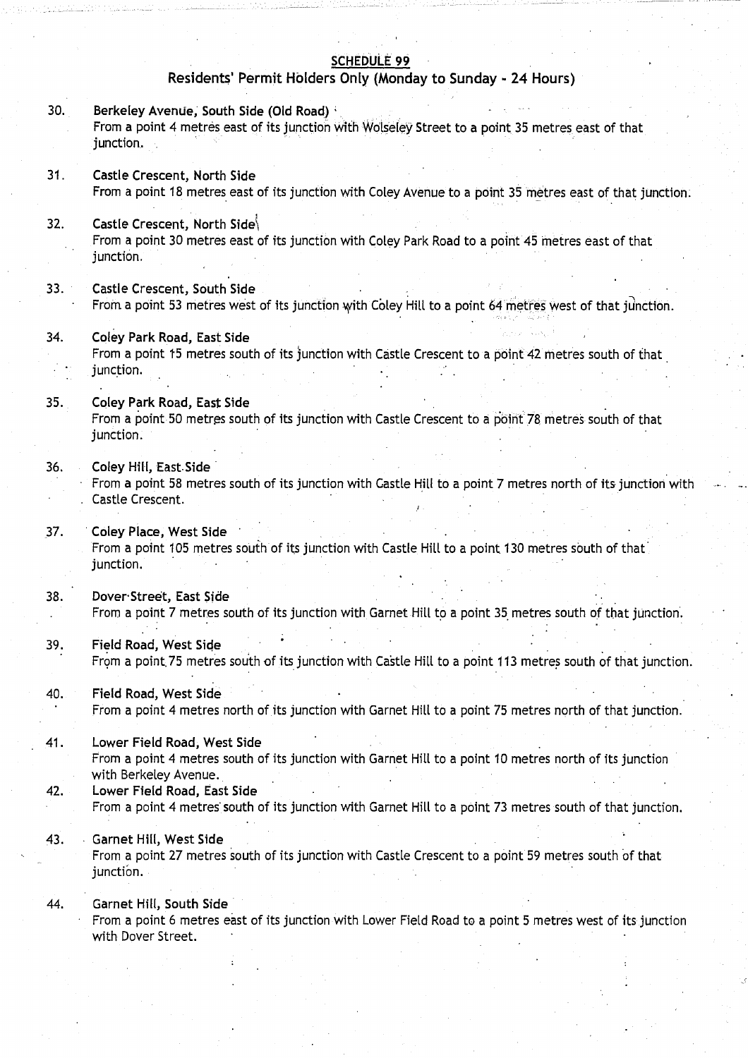## SCHEDULE 99

### Residents' Permit Holders Only (Monday to Sunday - 24 Hours)

30. **Berkeley Avenue, South Side (Old Road)**
    From a point 4 metres east of its junction with Wolseley Street to a point 35 metres east of that junction.

31. **Castle Crescent, North Side**
    From a point 18 metres east of its junction with Coley Avenue to a point 35 metres east of that junction.

32. **Castle Crescent, North Side**
    From a point 30 metres east of its junction with Coley Park Road to a point 45 metres east of that junction.

33. **Castle Crescent, South Side**
    From a point 53 metres west of its junction with Coley Hill to a point 64 metres west of that junction.

34. **Coley Park Road, East Side**
    From a point 15 metres south of its junction with Castle Crescent to a point 42 metres south of that junction.

35. **Coley Park Road, East Side**
    From a point 50 metres south of its junction with Castle Crescent to a point 78 metres south of that junction.

36. **Coley Hill, East Side**
    From a point 58 metres south of its junction with Castle Hill to a point 7 metres north of its junction with Castle Crescent.

37. **Coley Place, West Side**
    From a point 105 metres south of its junction with Castle Hill to a point 130 metres south of that junction.

38. **Dover Street, East Side**
    From a point 7 metres south of its junction with Garnet Hill to a point 35 metres south of that junction.

39. **Field Road, West Side**
    From a point 75 metres south of its junction with Castle Hill to a point 113 metres south of that junction.

40. **Field Road, West Side**
    From a point 4 metres north of its junction with Garnet Hill to a point 75 metres north of that junction.

41. **Lower Field Road, West Side**
    From a point 4 metres south of its junction with Garnet Hill to a point 10 metres north of its junction with Berkeley Avenue.

42. **Lower Field Road, East Side**
    From a point 4 metres south of its junction with Garnet Hill to a point 73 metres south of that junction.

43. **Garnet Hill, West Side**
    From a point 27 metres south of its junction with Castle Crescent to a point 59 metres south of that junction.

44. **Garnet Hill, South Side**
    From a point 6 metres east of its junction with Lower Field Road to a point 5 metres west of its junction with Dover Street.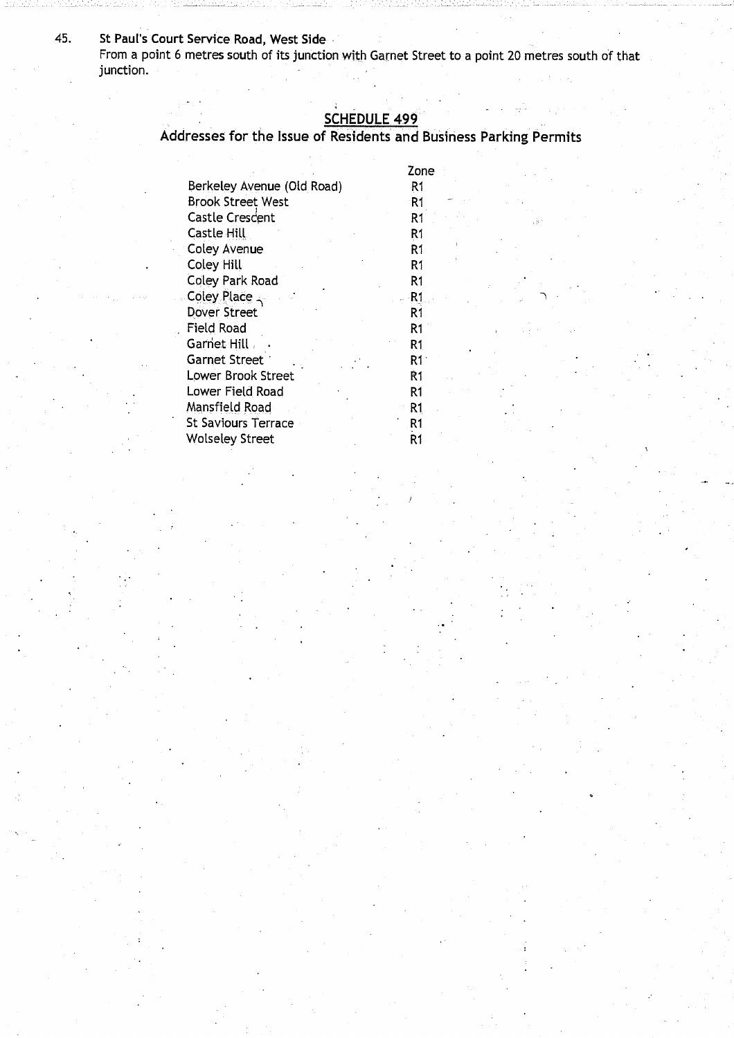45. **St Paul's Court Service Road, West Side**
From a point 6 metres south of its junction with Garnet Street to a point 20 metres south of that junction.

## SCHEDULE 499

## Addresses for the Issue of Residents and Business Parking Permits

| | Zone |
|---|---|
| Berkeley Avenue (Old Road) | R1 |
| Brook Street West | R1 |
| Castle Crescent | R1 |
| Castle Hill | R1 |
| Coley Avenue | R1 |
| Coley Hill | R1 |
| Coley Park Road | R1 |
| Coley Place | R1 |
| Dover Street | R1 |
| Field Road | R1 |
| Garnet Hill | R1 |
| Garnet Street | R1 |
| Lower Brook Street | R1 |
| Lower Field Road | R1 |
| Mansfield Road | R1 |
| St Saviours Terrace | R1 |
| Wolseley Street | R1 |